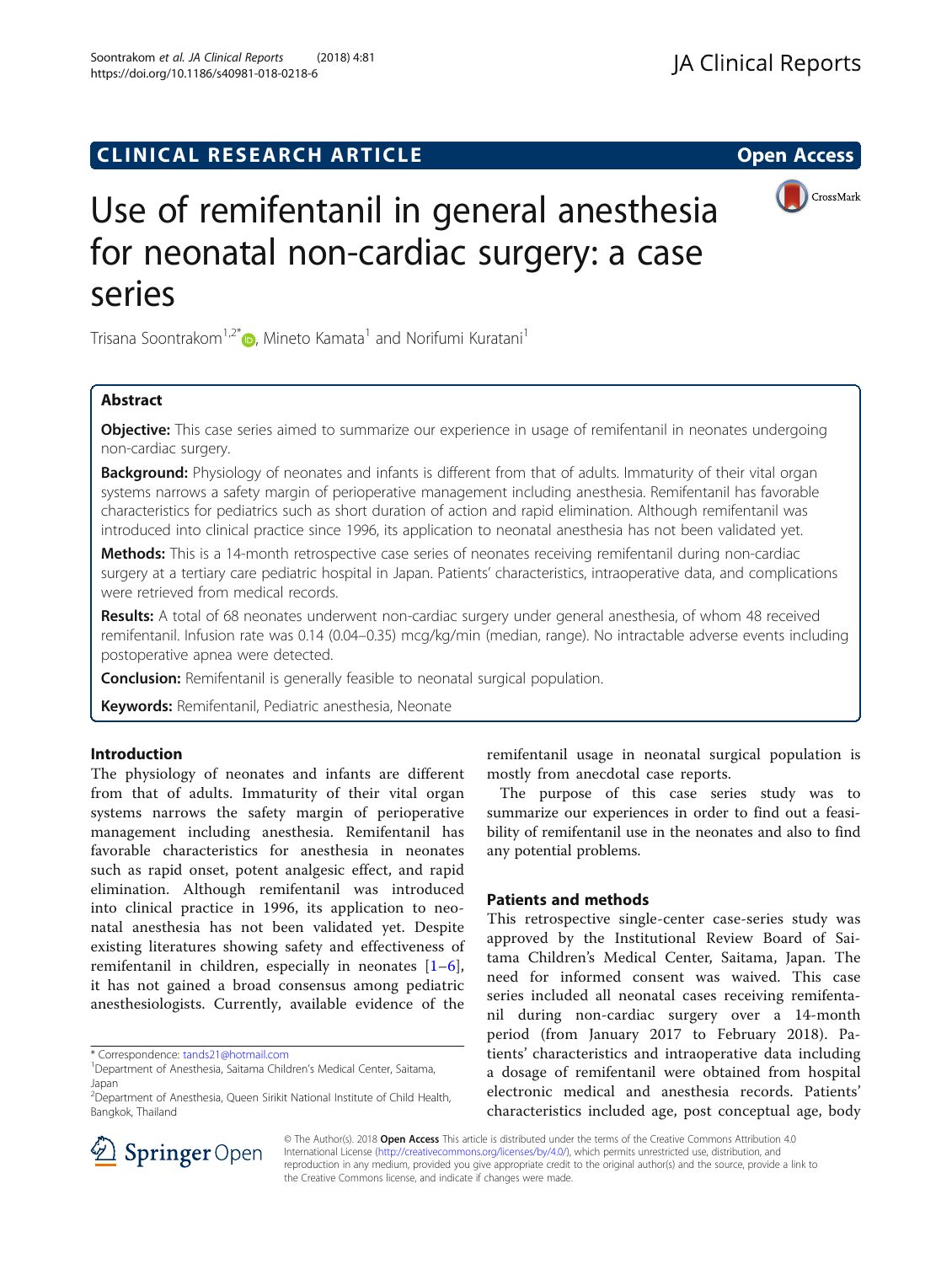CLINICAL RESEARCH ARTICLE

Open Access

# Use of remifentanil in general anesthesia for neonatal non-cardiac surgery: a case series

Trisana Soontrakom[1,2*], Mineto Kamata[1] and Norifumi Kuratani[1]

## Abstract

**Objective:** This case series aimed to summarize our experience in usage of remifentanil in neonates undergoing non-cardiac surgery.

**Background:** Physiology of neonates and infants is different from that of adults. Immaturity of their vital organ systems narrows a safety margin of perioperative management including anesthesia. Remifentanil has favorable characteristics for pediatrics such as short duration of action and rapid elimination. Although remifentanil was introduced into clinical practice since 1996, its application to neonatal anesthesia has not been validated yet.

**Methods:** This is a 14-month retrospective case series of neonates receiving remifentanil during non-cardiac surgery at a tertiary care pediatric hospital in Japan. Patients' characteristics, intraoperative data, and complications were retrieved from medical records.

**Results:** A total of 68 neonates underwent non-cardiac surgery under general anesthesia, of whom 48 received remifentanil. Infusion rate was 0.14 (0.04–0.35) mcg/kg/min (median, range). No intractable adverse events including postoperative apnea were detected.

**Conclusion:** Remifentanil is generally feasible to neonatal surgical population.

**Keywords:** Remifentanil, Pediatric anesthesia, Neonate

## Introduction

The physiology of neonates and infants are different from that of adults. Immaturity of their vital organ systems narrows the safety margin of perioperative management including anesthesia. Remifentanil has favorable characteristics for anesthesia in neonates such as rapid onset, potent analgesic effect, and rapid elimination. Although remifentanil was introduced into clinical practice in 1996, its application to neonatal anesthesia has not been validated yet. Despite existing literatures showing safety and effectiveness of remifentanil in children, especially in neonates [1–6], it has not gained a broad consensus among pediatric anesthesiologists. Currently, available evidence of the remifentanil usage in neonatal surgical population is mostly from anecdotal case reports.

The purpose of this case series study was to summarize our experiences in order to find out a feasibility of remifentanil use in the neonates and also to find any potential problems.

## Patients and methods

This retrospective single-center case-series study was approved by the Institutional Review Board of Saitama Children's Medical Center, Saitama, Japan. The need for informed consent was waived. This case series included all neonatal cases receiving remifentanil during non-cardiac surgery over a 14-month period (from January 2017 to February 2018). Patients' characteristics and intraoperative data including a dosage of remifentanil were obtained from hospital electronic medical and anesthesia records. Patients' characteristics included age, post conceptual age, body

\* Correspondence: tands21@hotmail.com

[1]Department of Anesthesia, Saitama Children's Medical Center, Saitama, Japan

[2]Department of Anesthesia, Queen Sirikit National Institute of Child Health, Bangkok, Thailand

© The Author(s). 2018 **Open Access** This article is distributed under the terms of the Creative Commons Attribution 4.0 International License (http://creativecommons.org/licenses/by/4.0/), which permits unrestricted use, distribution, and reproduction in any medium, provided you give appropriate credit to the original author(s) and the source, provide a link to the Creative Commons license, and indicate if changes were made.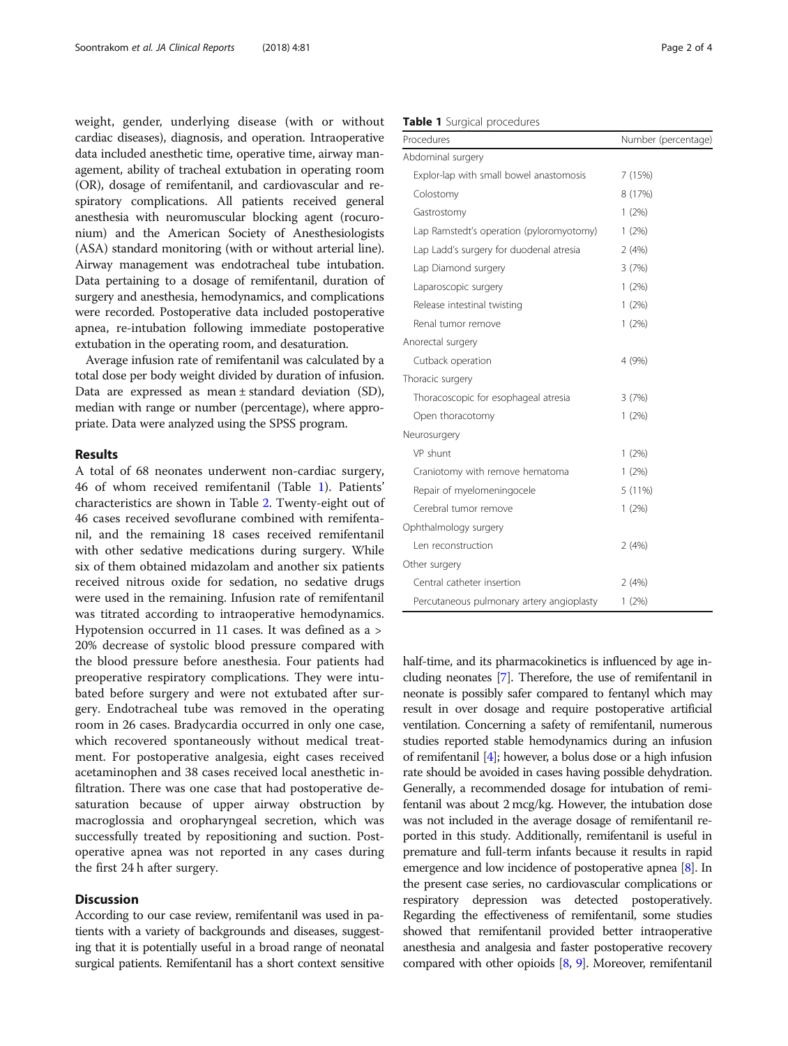weight, gender, underlying disease (with or without cardiac diseases), diagnosis, and operation. Intraoperative data included anesthetic time, operative time, airway management, ability of tracheal extubation in operating room (OR), dosage of remifentanil, and cardiovascular and respiratory complications. All patients received general anesthesia with neuromuscular blocking agent (rocuronium) and the American Society of Anesthesiologists (ASA) standard monitoring (with or without arterial line). Airway management was endotracheal tube intubation. Data pertaining to a dosage of remifentanil, duration of surgery and anesthesia, hemodynamics, and complications were recorded. Postoperative data included postoperative apnea, re-intubation following immediate postoperative extubation in the operating room, and desaturation.

Average infusion rate of remifentanil was calculated by a total dose per body weight divided by duration of infusion. Data are expressed as mean ± standard deviation (SD), median with range or number (percentage), where appropriate. Data were analyzed using the SPSS program.

## Results

A total of 68 neonates underwent non-cardiac surgery, 46 of whom received remifentanil (Table 1). Patients' characteristics are shown in Table 2. Twenty-eight out of 46 cases received sevoflurane combined with remifentanil, and the remaining 18 cases received remifentanil with other sedative medications during surgery. While six of them obtained midazolam and another six patients received nitrous oxide for sedation, no sedative drugs were used in the remaining. Infusion rate of remifentanil was titrated according to intraoperative hemodynamics. Hypotension occurred in 11 cases. It was defined as a > 20% decrease of systolic blood pressure compared with the blood pressure before anesthesia. Four patients had preoperative respiratory complications. They were intubated before surgery and were not extubated after surgery. Endotracheal tube was removed in the operating room in 26 cases. Bradycardia occurred in only one case, which recovered spontaneously without medical treatment. For postoperative analgesia, eight cases received acetaminophen and 38 cases received local anesthetic infiltration. There was one case that had postoperative desaturation because of upper airway obstruction by macroglossia and oropharyngeal secretion, which was successfully treated by repositioning and suction. Postoperative apnea was not reported in any cases during the first 24 h after surgery.

**Table 1** Surgical procedures

| Procedures | Number (percentage) |
|---|---|
| Abdominal surgery | |
| Explor-lap with small bowel anastomosis | 7 (15%) |
| Colostomy | 8 (17%) |
| Gastrostomy | 1 (2%) |
| Lap Ramstedt's operation (pyloromyotomy) | 1 (2%) |
| Lap Ladd's surgery for duodenal atresia | 2 (4%) |
| Lap Diamond surgery | 3 (7%) |
| Laparoscopic surgery | 1 (2%) |
| Release intestinal twisting | 1 (2%) |
| Renal tumor remove | 1 (2%) |
| Anorectal surgery | |
| Cutback operation | 4 (9%) |
| Thoracic surgery | |
| Thoracoscopic for esophageal atresia | 3 (7%) |
| Open thoracotomy | 1 (2%) |
| Neurosurgery | |
| VP shunt | 1 (2%) |
| Craniotomy with remove hematoma | 1 (2%) |
| Repair of myelomeningocele | 5 (11%) |
| Cerebral tumor remove | 1 (2%) |
| Ophthalmology surgery | |
| Len reconstruction | 2 (4%) |
| Other surgery | |
| Central catheter insertion | 2 (4%) |
| Percutaneous pulmonary artery angioplasty | 1 (2%) |

## Discussion

According to our case review, remifentanil was used in patients with a variety of backgrounds and diseases, suggesting that it is potentially useful in a broad range of neonatal surgical patients. Remifentanil has a short context sensitive half-time, and its pharmacokinetics is influenced by age including neonates [7]. Therefore, the use of remifentanil in neonate is possibly safer compared to fentanyl which may result in over dosage and require postoperative artificial ventilation. Concerning a safety of remifentanil, numerous studies reported stable hemodynamics during an infusion of remifentanil [4]; however, a bolus dose or a high infusion rate should be avoided in cases having possible dehydration. Generally, a recommended dosage for intubation of remifentanil was about 2 mcg/kg. However, the intubation dose was not included in the average dosage of remifentanil reported in this study. Additionally, remifentanil is useful in premature and full-term infants because it results in rapid emergence and low incidence of postoperative apnea [8]. In the present case series, no cardiovascular complications or respiratory depression was detected postoperatively. Regarding the effectiveness of remifentanil, some studies showed that remifentanil provided better intraoperative anesthesia and analgesia and faster postoperative recovery compared with other opioids [8, 9]. Moreover, remifentanil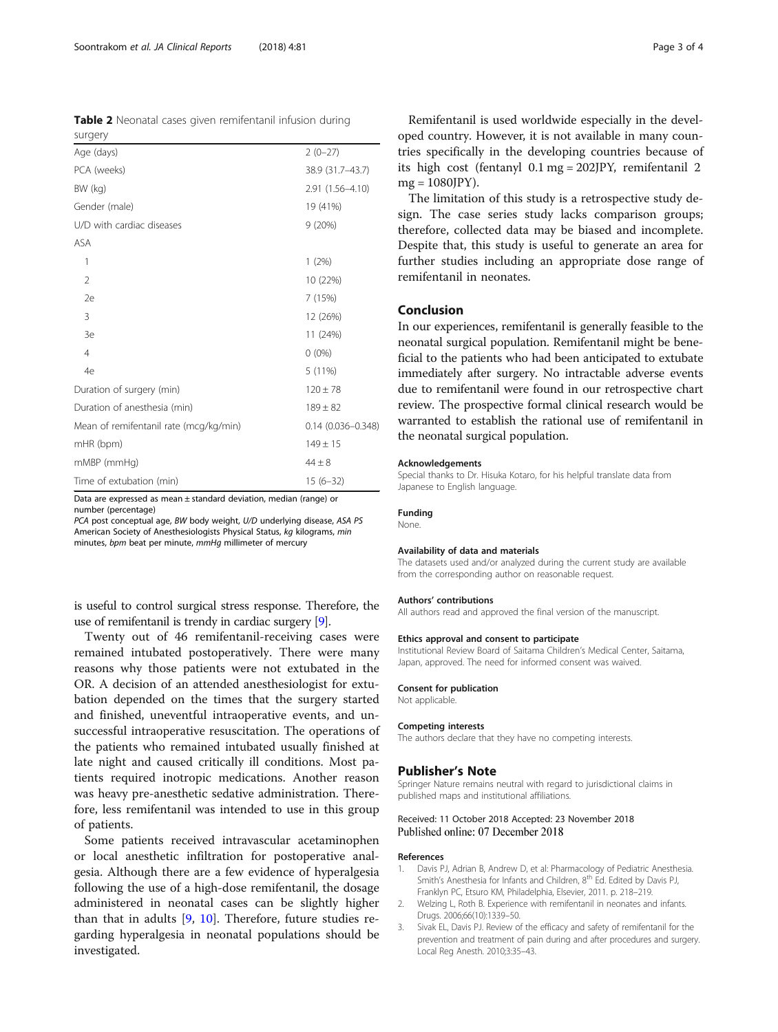**Table 2** Neonatal cases given remifentanil infusion during surgery

| | |
|---|---|
| Age (days) | 2 (0–27) |
| PCA (weeks) | 38.9 (31.7–43.7) |
| BW (kg) | 2.91 (1.56–4.10) |
| Gender (male) | 19 (41%) |
| U/D with cardiac diseases | 9 (20%) |
| ASA | |
| 1 | 1 (2%) |
| 2 | 10 (22%) |
| 2e | 7 (15%) |
| 3 | 12 (26%) |
| 3e | 11 (24%) |
| 4 | 0 (0%) |
| 4e | 5 (11%) |
| Duration of surgery (min) | 120 ± 78 |
| Duration of anesthesia (min) | 189 ± 82 |
| Mean of remifentanil rate (mcg/kg/min) | 0.14 (0.036–0.348) |
| mHR (bpm) | 149 ± 15 |
| mMBP (mmHg) | 44 ± 8 |
| Time of extubation (min) | 15 (6–32) |

Data are expressed as mean ± standard deviation, median (range) or number (percentage)

*PCA* post conceptual age, *BW* body weight, *U/D* underlying disease, *ASA PS* American Society of Anesthesiologists Physical Status, *kg* kilograms, *min* minutes, *bpm* beat per minute, *mmHg* millimeter of mercury

is useful to control surgical stress response. Therefore, the use of remifentanil is trendy in cardiac surgery [9].

Twenty out of 46 remifentanil-receiving cases were remained intubated postoperatively. There were many reasons why those patients were not extubated in the OR. A decision of an attended anesthesiologist for extubation depended on the times that the surgery started and finished, uneventful intraoperative events, and unsuccessful intraoperative resuscitation. The operations of the patients who remained intubated usually finished at late night and caused critically ill conditions. Most patients required inotropic medications. Another reason was heavy pre-anesthetic sedative administration. Therefore, less remifentanil was intended to use in this group of patients.

Some patients received intravascular acetaminophen or local anesthetic infiltration for postoperative analgesia. Although there are a few evidence of hyperalgesia following the use of a high-dose remifentanil, the dosage administered in neonatal cases can be slightly higher than that in adults [9, 10]. Therefore, future studies regarding hyperalgesia in neonatal populations should be investigated.

Remifentanil is used worldwide especially in the developed country. However, it is not available in many countries specifically in the developing countries because of its high cost (fentanyl 0.1 mg = 202JPY, remifentanil 2 mg = 1080JPY).

The limitation of this study is a retrospective study design. The case series study lacks comparison groups; therefore, collected data may be biased and incomplete. Despite that, this study is useful to generate an area for further studies including an appropriate dose range of remifentanil in neonates.

## Conclusion

In our experiences, remifentanil is generally feasible to the neonatal surgical population. Remifentanil might be beneficial to the patients who had been anticipated to extubate immediately after surgery. No intractable adverse events due to remifentanil were found in our retrospective chart review. The prospective formal clinical research would be warranted to establish the rational use of remifentanil in the neonatal surgical population.

#### Acknowledgements

Special thanks to Dr. Hisuka Kotaro, for his helpful translate data from Japanese to English language.

#### Funding

None.

#### Availability of data and materials

The datasets used and/or analyzed during the current study are available from the corresponding author on reasonable request.

#### Authors' contributions

All authors read and approved the final version of the manuscript.

#### Ethics approval and consent to participate

Institutional Review Board of Saitama Children's Medical Center, Saitama, Japan, approved. The need for informed consent was waived.

#### Consent for publication

Not applicable.

#### Competing interests

The authors declare that they have no competing interests.

## Publisher's Note

Springer Nature remains neutral with regard to jurisdictional claims in published maps and institutional affiliations.

Received: 11 October 2018 Accepted: 23 November 2018
Published online: 07 December 2018

#### References

1. Davis PJ, Adrian B, Andrew D, et al: Pharmacology of Pediatric Anesthesia. Smith's Anesthesia for Infants and Children, 8th Ed. Edited by Davis PJ, Franklyn PC, Etsuro KM, Philadelphia, Elsevier, 2011. p. 218–219.
2. Welzing L, Roth B. Experience with remifentanil in neonates and infants. Drugs. 2006;66(10):1339–50.
3. Sivak EL, Davis PJ. Review of the efficacy and safety of remifentanil for the prevention and treatment of pain during and after procedures and surgery. Local Reg Anesth. 2010;3:35–43.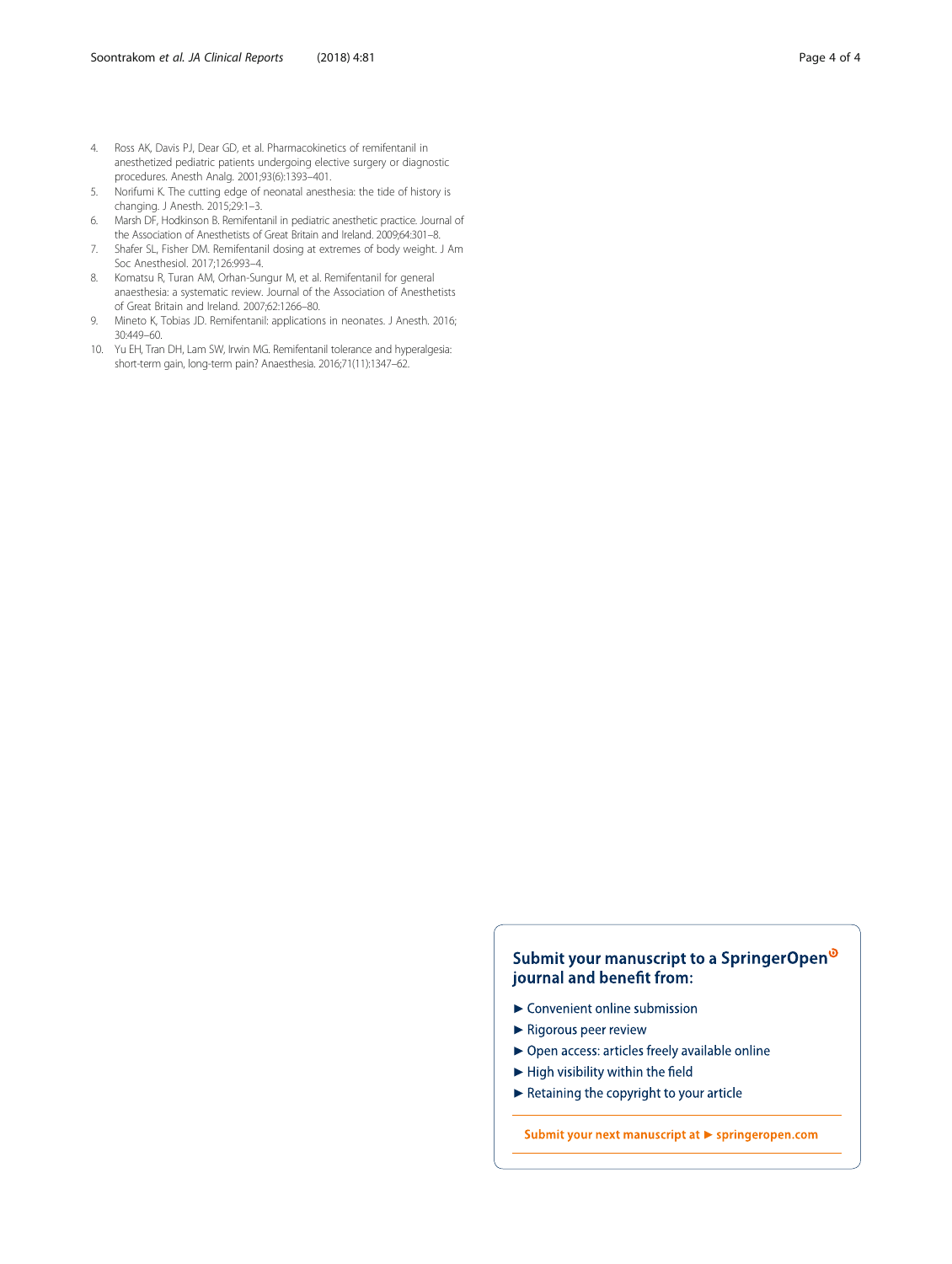4. Ross AK, Davis PJ, Dear GD, et al. Pharmacokinetics of remifentanil in anesthetized pediatric patients undergoing elective surgery or diagnostic procedures. Anesth Analg. 2001;93(6):1393–401.
5. Norifumi K. The cutting edge of neonatal anesthesia: the tide of history is changing. J Anesth. 2015;29:1–3.
6. Marsh DF, Hodkinson B. Remifentanil in pediatric anesthetic practice. Journal of the Association of Anesthetists of Great Britain and Ireland. 2009;64:301–8.
7. Shafer SL, Fisher DM. Remifentanil dosing at extremes of body weight. J Am Soc Anesthesiol. 2017;126:993–4.
8. Komatsu R, Turan AM, Orhan-Sungur M, et al. Remifentanil for general anaesthesia: a systematic review. Journal of the Association of Anesthetists of Great Britain and Ireland. 2007;62:1266–80.
9. Mineto K, Tobias JD. Remifentanil: applications in neonates. J Anesth. 2016; 30:449–60.
10. Yu EH, Tran DH, Lam SW, Irwin MG. Remifentanil tolerance and hyperalgesia: short-term gain, long-term pain? Anaesthesia. 2016;71(11):1347–62.

**Submit your manuscript to a SpringerOpen journal and benefit from:**

- ► Convenient online submission
- ► Rigorous peer review
- ► Open access: articles freely available online
- ► High visibility within the field
- ► Retaining the copyright to your article

**Submit your next manuscript at ► springeropen.com**